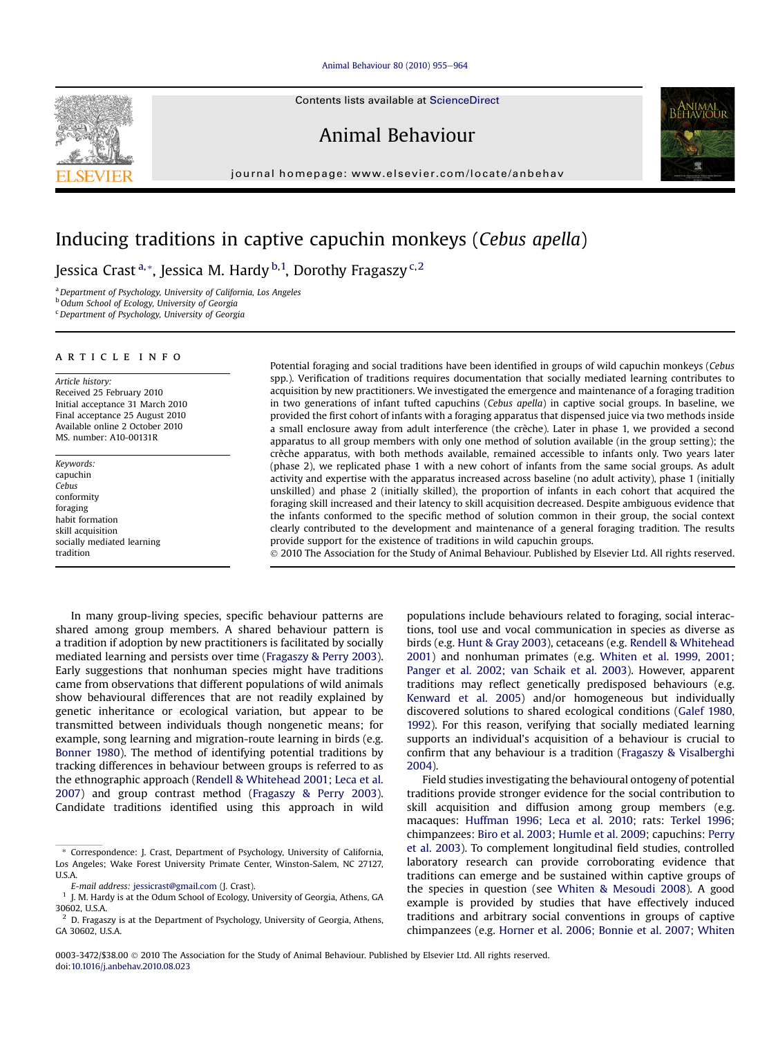# Inducing traditions in captive capuchin monkeys (*Cebus apella*)

Jessica Crast [a,*], Jessica M. Hardy [b,1], Dorothy Fragaszy [c,2]

[a] Department of Psychology, University of California, Los Angeles
[b] Odum School of Ecology, University of Georgia
[c] Department of Psychology, University of Georgia

## ARTICLE INFO

*Article history:*
Received 25 February 2010
Initial acceptance 31 March 2010
Final acceptance 25 August 2010
Available online 2 October 2010
MS. number: A10-00131R

*Keywords:*
capuchin
*Cebus*
conformity
foraging
habit formation
skill acquisition
socially mediated learning
tradition

Potential foraging and social traditions have been identified in groups of wild capuchin monkeys (*Cebus* spp.). Verification of traditions requires documentation that socially mediated learning contributes to acquisition by new practitioners. We investigated the emergence and maintenance of a foraging tradition in two generations of infant tufted capuchins (*Cebus apella*) in captive social groups. In baseline, we provided the first cohort of infants with a foraging apparatus that dispensed juice via two methods inside a small enclosure away from adult interference (the crèche). Later in phase 1, we provided a second apparatus to all group members with only one method of solution available (in the group setting); the crèche apparatus, with both methods available, remained accessible to infants only. Two years later (phase 2), we replicated phase 1 with a new cohort of infants from the same social groups. As adult activity and expertise with the apparatus increased across baseline (no adult activity), phase 1 (initially unskilled) and phase 2 (initially skilled), the proportion of infants in each cohort that acquired the foraging skill increased and their latency to skill acquisition decreased. Despite ambiguous evidence that the infants conformed to the specific method of solution common in their group, the social context clearly contributed to the development and maintenance of a general foraging tradition. The results provide support for the existence of traditions in wild capuchin groups.

© 2010 The Association for the Study of Animal Behaviour. Published by Elsevier Ltd. All rights reserved.

In many group-living species, specific behaviour patterns are shared among group members. A shared behaviour pattern is a tradition if adoption by new practitioners is facilitated by socially mediated learning and persists over time (Fragaszy & Perry 2003). Early suggestions that nonhuman species might have traditions came from observations that different populations of wild animals show behavioural differences that are not readily explained by genetic inheritance or ecological variation, but appear to be transmitted between individuals though nongenetic means; for example, song learning and migration-route learning in birds (e.g. Bonner 1980). The method of identifying potential traditions by tracking differences in behaviour between groups is referred to as the ethnographic approach (Rendell & Whitehead 2001; Leca et al. 2007) and group contrast method (Fragaszy & Perry 2003). Candidate traditions identified using this approach in wild populations include behaviours related to foraging, social interactions, tool use and vocal communication in species as diverse as birds (e.g. Hunt & Gray 2003), cetaceans (e.g. Rendell & Whitehead 2001) and nonhuman primates (e.g. Whiten et al. 1999, 2001; Panger et al. 2002; van Schaik et al. 2003). However, apparent traditions may reflect genetically predisposed behaviours (e.g. Kenward et al. 2005) and/or homogeneous but individually discovered solutions to shared ecological conditions (Galef 1980, 1992). For this reason, verifying that socially mediated learning supports an individual's acquisition of a behaviour is crucial to confirm that any behaviour is a tradition (Fragaszy & Visalberghi 2004).

Field studies investigating the behavioural ontogeny of potential traditions provide stronger evidence for the social contribution to skill acquisition and diffusion among group members (e.g. macaques: Huffman 1996; Leca et al. 2010; rats: Terkel 1996; chimpanzees: Biro et al. 2003; Humle et al. 2009; capuchins: Perry et al. 2003). To complement longitudinal field studies, controlled laboratory research can provide corroborating evidence that traditions can emerge and be sustained within captive groups of the species in question (see Whiten & Mesoudi 2008). A good example is provided by studies that have effectively induced traditions and arbitrary social conventions in groups of captive chimpanzees (e.g. Horner et al. 2006; Bonnie et al. 2007; Whiten

\* Correspondence: J. Crast, Department of Psychology, University of California, Los Angeles; Wake Forest University Primate Center, Winston-Salem, NC 27127, U.S.A.

*E-mail address:* jessicrast@gmail.com (J. Crast).

[1] J. M. Hardy is at the Odum School of Ecology, University of Georgia, Athens, GA 30602, U.S.A.

[2] D. Fragaszy is at the Department of Psychology, University of Georgia, Athens, GA 30602, U.S.A.

0003-3472/$38.00 © 2010 The Association for the Study of Animal Behaviour. Published by Elsevier Ltd. All rights reserved.
doi:10.1016/j.anbehav.2010.08.023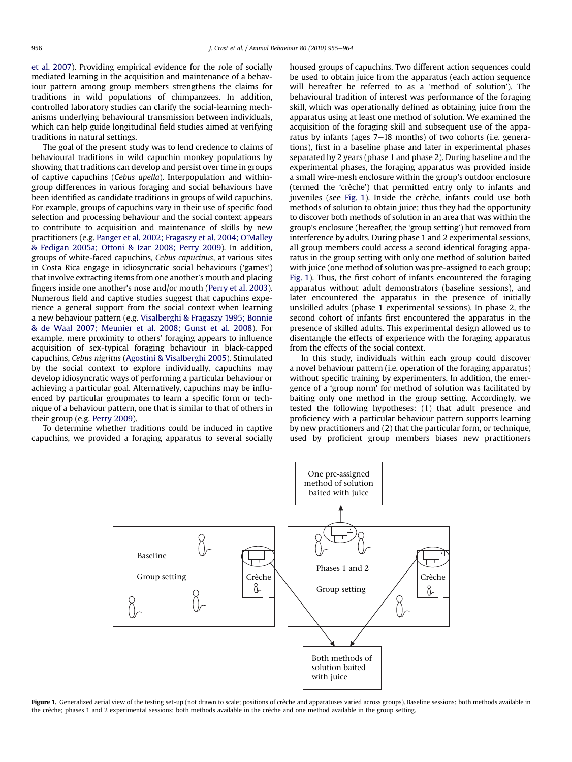et al. 2007). Providing empirical evidence for the role of socially mediated learning in the acquisition and maintenance of a behaviour pattern among group members strengthens the claims for traditions in wild populations of chimpanzees. In addition, controlled laboratory studies can clarify the social-learning mechanisms underlying behavioural transmission between individuals, which can help guide longitudinal field studies aimed at verifying traditions in natural settings.

The goal of the present study was to lend credence to claims of behavioural traditions in wild capuchin monkey populations by showing that traditions can develop and persist over time in groups of captive capuchins (*Cebus apella*). Interpopulation and within-group differences in various foraging and social behaviours have been identified as candidate traditions in groups of wild capuchins. For example, groups of capuchins vary in their use of specific food selection and processing behaviour and the social context appears to contribute to acquisition and maintenance of skills by new practitioners (e.g. Panger et al. 2002; Fragaszy et al. 2004; O'Malley & Fedigan 2005a; Ottoni & Izar 2008; Perry 2009). In addition, groups of white-faced capuchins, *Cebus capucinus*, at various sites in Costa Rica engage in idiosyncratic social behaviours ('games') that involve extracting items from one another's mouth and placing fingers inside one another's nose and/or mouth (Perry et al. 2003). Numerous field and captive studies suggest that capuchins experience a general support from the social context when learning a new behaviour pattern (e.g. Visalberghi & Fragaszy 1995; Bonnie & de Waal 2007; Meunier et al. 2008; Gunst et al. 2008). For example, mere proximity to others' foraging appears to influence acquisition of sex-typical foraging behaviour in black-capped capuchins, *Cebus nigritus* (Agostini & Visalberghi 2005). Stimulated by the social context to explore individually, capuchins may develop idiosyncratic ways of performing a particular behaviour or achieving a particular goal. Alternatively, capuchins may be influenced by particular groupmates to learn a specific form or technique of a behaviour pattern, one that is similar to that of others in their group (e.g. Perry 2009).

To determine whether traditions could be induced in captive capuchins, we provided a foraging apparatus to several socially housed groups of capuchins. Two different action sequences could be used to obtain juice from the apparatus (each action sequence will hereafter be referred to as a 'method of solution'). The behavioural tradition of interest was performance of the foraging skill, which was operationally defined as obtaining juice from the apparatus using at least one method of solution. We examined the acquisition of the foraging skill and subsequent use of the apparatus by infants (ages 7–18 months) of two cohorts (i.e. generations), first in a baseline phase and later in experimental phases separated by 2 years (phase 1 and phase 2). During baseline and the experimental phases, the foraging apparatus was provided inside a small wire-mesh enclosure within the group's outdoor enclosure (termed the 'crèche') that permitted entry only to infants and juveniles (see Fig. 1). Inside the crèche, infants could use both methods of solution to obtain juice; thus they had the opportunity to discover both methods of solution in an area that was within the group's enclosure (hereafter, the 'group setting') but removed from interference by adults. During phase 1 and 2 experimental sessions, all group members could access a second identical foraging apparatus in the group setting with only one method of solution baited with juice (one method of solution was pre-assigned to each group; Fig. 1). Thus, the first cohort of infants encountered the foraging apparatus without adult demonstrators (baseline sessions), and later encountered the apparatus in the presence of initially unskilled adults (phase 1 experimental sessions). In phase 2, the second cohort of infants first encountered the apparatus in the presence of skilled adults. This experimental design allowed us to disentangle the effects of experience with the foraging apparatus from the effects of the social context.

In this study, individuals within each group could discover a novel behaviour pattern (i.e. operation of the foraging apparatus) without specific training by experimenters. In addition, the emergence of a 'group norm' for method of solution was facilitated by baiting only one method in the group setting. Accordingly, we tested the following hypotheses: (1) that adult presence and proficiency with a particular behaviour pattern supports learning by new practitioners and (2) that the particular form, or technique, used by proficient group members biases new practitioners

One pre-assigned method of solution baited with juice

Baseline

Group setting

Crèche

Phases 1 and 2

Group setting

Crèche

Both methods of solution baited with juice

**Figure 1.** Generalized aerial view of the testing set-up (not drawn to scale; positions of crèche and apparatuses varied across groups). Baseline sessions: both methods available in the crèche; phases 1 and 2 experimental sessions: both methods available in the crèche and one method available in the group setting.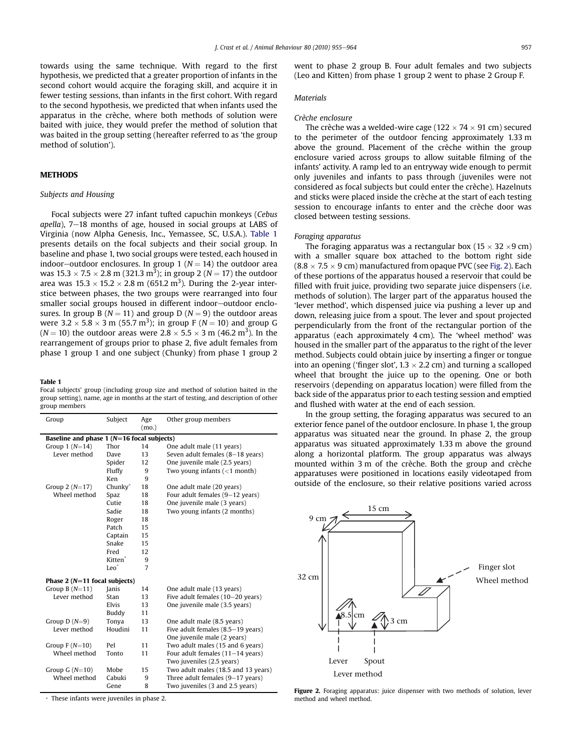towards using the same technique. With regard to the first hypothesis, we predicted that a greater proportion of infants in the second cohort would acquire the foraging skill, and acquire it in fewer testing sessions, than infants in the first cohort. With regard to the second hypothesis, we predicted that when infants used the apparatus in the crèche, where both methods of solution were baited with juice, they would prefer the method of solution that was baited in the group setting (hereafter referred to as 'the group method of solution').

## METHODS

### Subjects and Housing

Focal subjects were 27 infant tufted capuchin monkeys (*Cebus apella*), 7–18 months of age, housed in social groups at LABS of Virginia (now Alpha Genesis, Inc., Yemassee, SC, U.S.A.). Table 1 presents details on the focal subjects and their social group. In baseline and phase 1, two social groups were tested, each housed in indoor–outdoor enclosures. In group 1 ($N = 14$) the outdoor area was $15.3 \times 7.5 \times 2.8$ m (321.3 m$^3$); in group 2 ($N = 17$) the outdoor area was $15.3 \times 15.2 \times 2.8$ m (651.2 m$^3$). During the 2-year interstice between phases, the two groups were rearranged into four smaller social groups housed in different indoor–outdoor enclosures. In group B ($N = 11$) and group D ($N = 9$) the outdoor areas were $3.2 \times 5.8 \times 3$ m (55.7 m$^3$); in group F ($N = 10$) and group G ($N = 10$) the outdoor areas were $2.8 \times 5.5 \times 3$ m (46.2 m$^3$). In the rearrangement of groups prior to phase 2, five adult females from phase 1 group 1 and one subject (Chunky) from phase 1 group 2 went to phase 2 group B. Four adult females and two subjects (Leo and Kitten) from phase 1 group 2 went to phase 2 Group F.

**Table 1**
Focal subjects' group (including group size and method of solution baited in the group setting), name, age in months at the start of testing, and description of other group members

| Group | Subject | Age (mo.) | Other group members |
|---|---|---|---|
| **Baseline and phase 1 ($N$=16 focal subjects)** | | | |
| Group 1 ($N$=14) | Thor | 14 | One adult male (11 years) |
| Lever method | Dave | 13 | Seven adult females (8–18 years) |
| | Spider | 12 | One juvenile male (2.5 years) |
| | Fluffy | 9 | Two young infants (<1 month) |
| | Ken | 9 | |
| Group 2 ($N$=17) | Chunky* | 18 | One adult male (20 years) |
| Wheel method | Spaz | 18 | Four adult females (9–12 years) |
| | Cutie | 18 | One juvenile male (3 years) |
| | Sadie | 18 | Two young infants (2 months) |
| | Roger | 18 | |
| | Patch | 15 | |
| | Captain | 15 | |
| | Snake | 15 | |
| | Fred | 12 | |
| | Kitten* | 9 | |
| | Leo* | 7 | |
| **Phase 2 ($N$=11 focal subjects)** | | | |
| Group B ($N$=11) | Janis | 14 | One adult male (13 years) |
| Lever method | Stan | 13 | Five adult females (10–20 years) |
| | Elvis | 13 | One juvenile male (3.5 years) |
| | Buddy | 11 | |
| Group D ($N$=9) | Tonya | 13 | One adult male (8.5 years) |
| Lever method | Houdini | 11 | Five adult females (8.5–19 years) |
| | | | One juvenile male (2 years) |
| Group F ($N$=10) | Pel | 11 | Two adult males (15 and 6 years) |
| Wheel method | Tonto | 11 | Four adult females (11–14 years) |
| | | | Two juveniles (2.5 years) |
| Group G ($N$=10) | Mobe | 15 | Two adult males (18.5 and 13 years) |
| Wheel method | Cabuki | 9 | Three adult females (9–17 years) |
| | Gene | 8 | Two juveniles (3 and 2.5 years) |

* These infants were juveniles in phase 2.

### Materials

#### Crèche enclosure

The crèche was a welded-wire cage ($122 \times 74 \times 91$ cm) secured to the perimeter of the outdoor fencing approximately 1.33 m above the ground. Placement of the crèche within the group enclosure varied across groups to allow suitable filming of the infants' activity. A ramp led to an entryway wide enough to permit only juveniles and infants to pass through (juveniles were not considered as focal subjects but could enter the crèche). Hazelnuts and sticks were placed inside the crèche at the start of each testing session to encourage infants to enter and the crèche door was closed between testing sessions.

#### Foraging apparatus

The foraging apparatus was a rectangular box ($15 \times 32 \times 9$ cm) with a smaller square box attached to the bottom right side ($8.8 \times 7.5 \times 9$ cm) manufactured from opaque PVC (see Fig. 2). Each of these portions of the apparatus housed a reservoir that could be filled with fruit juice, providing two separate juice dispensers (i.e. methods of solution). The larger part of the apparatus housed the 'lever method', which dispensed juice via pushing a lever up and down, releasing juice from a spout. The lever and spout projected perpendicularly from the front of the rectangular portion of the apparatus (each approximately 4 cm). The 'wheel method' was housed in the smaller part of the apparatus to the right of the lever method. Subjects could obtain juice by inserting a finger or tongue into an opening ('finger slot', $1.3 \times 2.2$ cm) and turning a scalloped wheel that brought the juice up to the opening. One or both reservoirs (depending on apparatus location) were filled from the back side of the apparatus prior to each testing session and emptied and flushed with water at the end of each session.

In the group setting, the foraging apparatus was secured to an exterior fence panel of the outdoor enclosure. In phase 1, the group apparatus was situated near the ground. In phase 2, the group apparatus was situated approximately 1.33 m above the ground along a horizontal platform. The group apparatus was always mounted within 3 m of the crèche. Both the group and crèche apparatuses were positioned in locations easily videotaped from outside of the enclosure, so their relative positions varied across

**Figure 2.** Foraging apparatus: juice dispenser with two methods of solution, lever method and wheel method.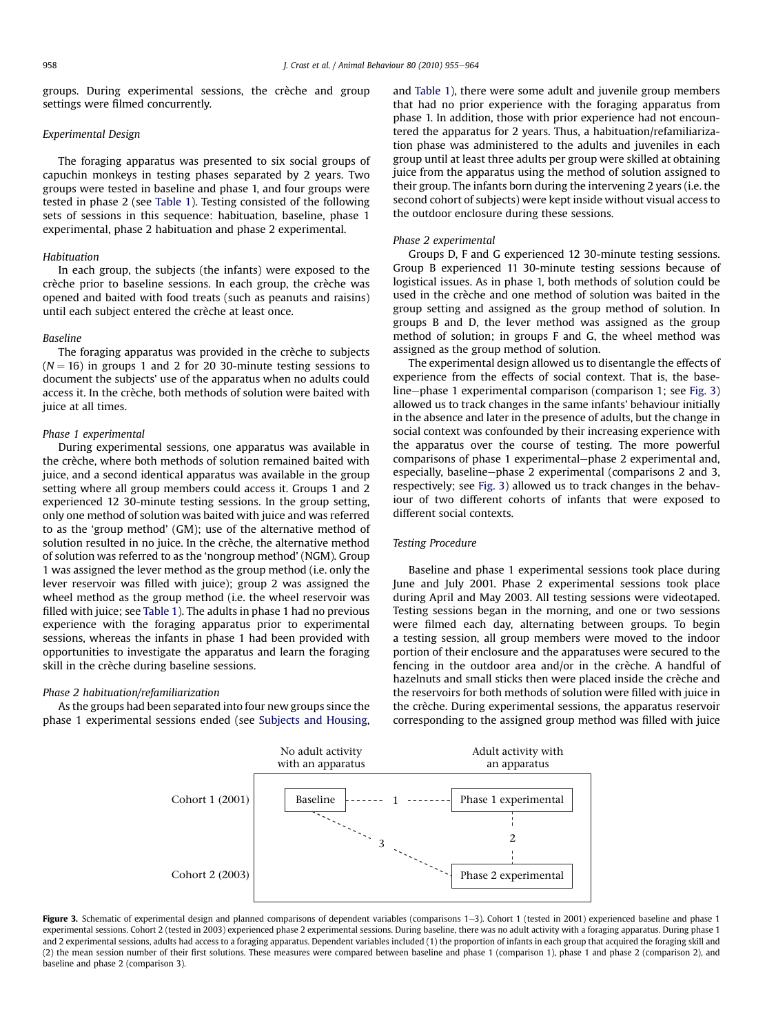groups. During experimental sessions, the crèche and group settings were filmed concurrently.

### Experimental Design

The foraging apparatus was presented to six social groups of capuchin monkeys in testing phases separated by 2 years. Two groups were tested in baseline and phase 1, and four groups were tested in phase 2 (see Table 1). Testing consisted of the following sets of sessions in this sequence: habituation, baseline, phase 1 experimental, phase 2 habituation and phase 2 experimental.

#### *Habituation*

In each group, the subjects (the infants) were exposed to the crèche prior to baseline sessions. In each group, the crèche was opened and baited with food treats (such as peanuts and raisins) until each subject entered the crèche at least once.

#### *Baseline*

The foraging apparatus was provided in the crèche to subjects ($N = 16$) in groups 1 and 2 for 20 30-minute testing sessions to document the subjects' use of the apparatus when no adults could access it. In the crèche, both methods of solution were baited with juice at all times.

#### *Phase 1 experimental*

During experimental sessions, one apparatus was available in the crèche, where both methods of solution remained baited with juice, and a second identical apparatus was available in the group setting where all group members could access it. Groups 1 and 2 experienced 12 30-minute testing sessions. In the group setting, only one method of solution was baited with juice and was referred to as the 'group method' (GM); use of the alternative method of solution resulted in no juice. In the crèche, the alternative method of solution was referred to as the 'nongroup method' (NGM). Group 1 was assigned the lever method as the group method (i.e. only the lever reservoir was filled with juice); group 2 was assigned the wheel method as the group method (i.e. the wheel reservoir was filled with juice; see Table 1). The adults in phase 1 had no previous experience with the foraging apparatus prior to experimental sessions, whereas the infants in phase 1 had been provided with opportunities to investigate the apparatus and learn the foraging skill in the crèche during baseline sessions.

#### *Phase 2 habituation/refamiliarization*

As the groups had been separated into four new groups since the phase 1 experimental sessions ended (see Subjects and Housing, and Table 1), there were some adult and juvenile group members that had no prior experience with the foraging apparatus from phase 1. In addition, those with prior experience had not encountered the apparatus for 2 years. Thus, a habituation/refamiliarization phase was administered to the adults and juveniles in each group until at least three adults per group were skilled at obtaining juice from the apparatus using the method of solution assigned to their group. The infants born during the intervening 2 years (i.e. the second cohort of subjects) were kept inside without visual access to the outdoor enclosure during these sessions.

#### *Phase 2 experimental*

Groups D, F and G experienced 12 30-minute testing sessions. Group B experienced 11 30-minute testing sessions because of logistical issues. As in phase 1, both methods of solution could be used in the crèche and one method of solution was baited in the group setting and assigned as the group method of solution. In groups B and D, the lever method was assigned as the group method of solution; in groups F and G, the wheel method was assigned as the group method of solution.

The experimental design allowed us to disentangle the effects of experience from the effects of social context. That is, the baseline–phase 1 experimental comparison (comparison 1; see Fig. 3) allowed us to track changes in the same infants' behaviour initially in the absence and later in the presence of adults, but the change in social context was confounded by their increasing experience with the apparatus over the course of testing. The more powerful comparisons of phase 1 experimental–phase 2 experimental and, especially, baseline–phase 2 experimental (comparisons 2 and 3, respectively; see Fig. 3) allowed us to track changes in the behaviour of two different cohorts of infants that were exposed to different social contexts.

### Testing Procedure

Baseline and phase 1 experimental sessions took place during June and July 2001. Phase 2 experimental sessions took place during April and May 2003. All testing sessions were videotaped. Testing sessions began in the morning, and one or two sessions were filmed each day, alternating between groups. To begin a testing session, all group members were moved to the indoor portion of their enclosure and the apparatuses were secured to the fencing in the outdoor area and/or in the crèche. A handful of hazelnuts and small sticks then were placed inside the crèche and the reservoirs for both methods of solution were filled with juice in the crèche. During experimental sessions, the apparatus reservoir corresponding to the assigned group method was filled with juice

**Figure 3.** Schematic of experimental design and planned comparisons of dependent variables (comparisons 1–3). Cohort 1 (tested in 2001) experienced baseline and phase 1 experimental sessions. Cohort 2 (tested in 2003) experienced phase 2 experimental sessions. During baseline, there was no adult activity with a foraging apparatus. During phase 1 and 2 experimental sessions, adults had access to a foraging apparatus. Dependent variables included (1) the proportion of infants in each group that acquired the foraging skill and (2) the mean session number of their first solutions. These measures were compared between baseline and phase 1 (comparison 1), phase 1 and phase 2 (comparison 2), and baseline and phase 2 (comparison 3).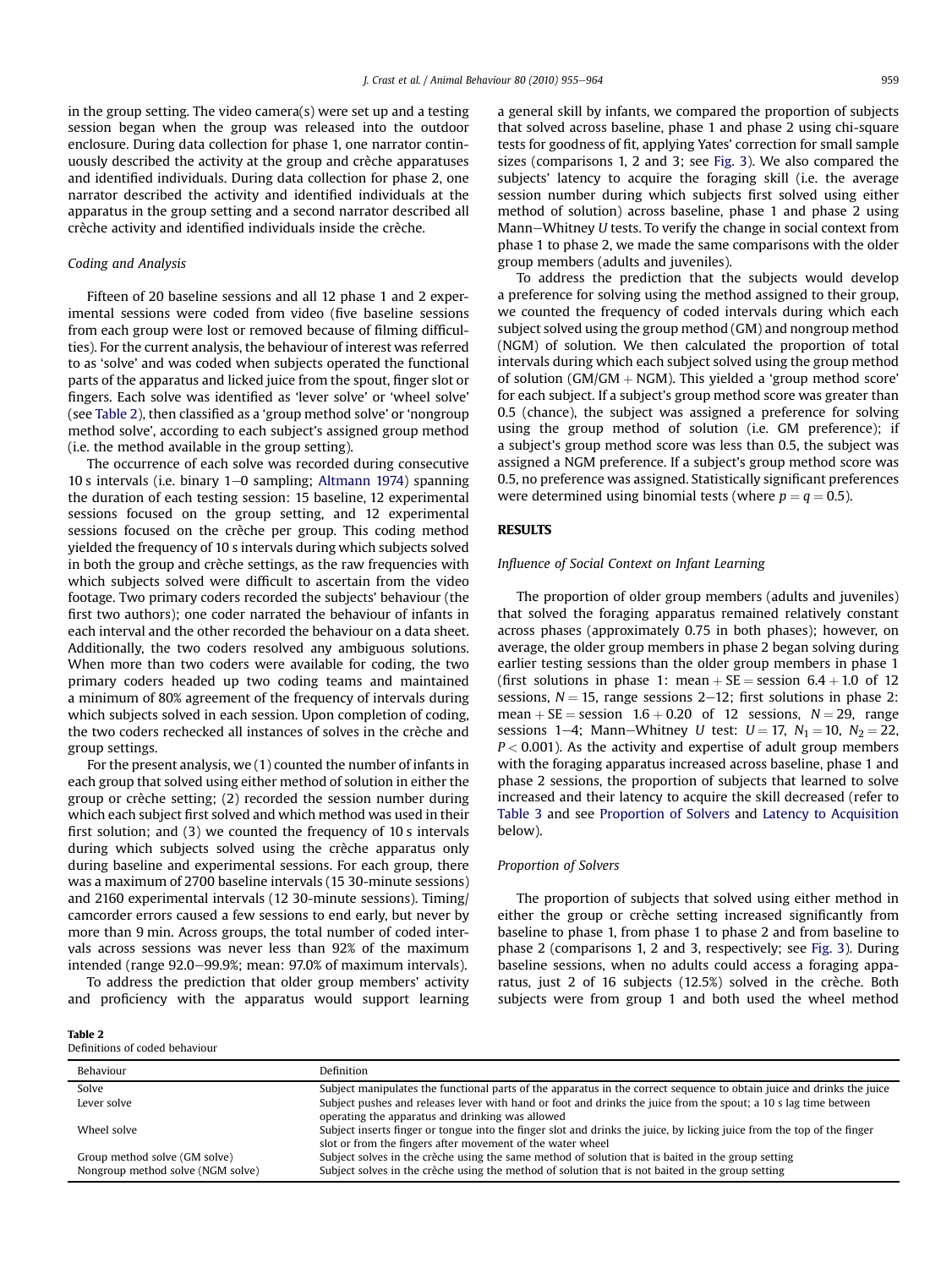in the group setting. The video camera(s) were set up and a testing session began when the group was released into the outdoor enclosure. During data collection for phase 1, one narrator continuously described the activity at the group and crèche apparatuses and identified individuals. During data collection for phase 2, one narrator described the activity and identified individuals at the apparatus in the group setting and a second narrator described all crèche activity and identified individuals inside the crèche.

### Coding and Analysis

Fifteen of 20 baseline sessions and all 12 phase 1 and 2 experimental sessions were coded from video (five baseline sessions from each group were lost or removed because of filming difficulties). For the current analysis, the behaviour of interest was referred to as 'solve' and was coded when subjects operated the functional parts of the apparatus and licked juice from the spout, finger slot or fingers. Each solve was identified as 'lever solve' or 'wheel solve' (see Table 2), then classified as a 'group method solve' or 'nongroup method solve', according to each subject's assigned group method (i.e. the method available in the group setting).

The occurrence of each solve was recorded during consecutive 10 s intervals (i.e. binary 1–0 sampling; Altmann 1974) spanning the duration of each testing session: 15 baseline, 12 experimental sessions focused on the group setting, and 12 experimental sessions focused on the crèche per group. This coding method yielded the frequency of 10 s intervals during which subjects solved in both the group and crèche settings, as the raw frequencies with which subjects solved were difficult to ascertain from the video footage. Two primary coders recorded the subjects' behaviour (the first two authors); one coder narrated the behaviour of infants in each interval and the other recorded the behaviour on a data sheet. Additionally, the two coders resolved any ambiguous solutions. When more than two coders were available for coding, the two primary coders headed up two coding teams and maintained a minimum of 80% agreement of the frequency of intervals during which subjects solved in each session. Upon completion of coding, the two coders rechecked all instances of solves in the crèche and group settings.

For the present analysis, we (1) counted the number of infants in each group that solved using either method of solution in either the group or crèche setting; (2) recorded the session number during which each subject first solved and which method was used in their first solution; and (3) we counted the frequency of 10 s intervals during which subjects solved using the crèche apparatus only during baseline and experimental sessions. For each group, there was a maximum of 2700 baseline intervals (15 30-minute sessions) and 2160 experimental intervals (12 30-minute sessions). Timing/camcorder errors caused a few sessions to end early, but never by more than 9 min. Across groups, the total number of coded intervals across sessions was never less than 92% of the maximum intended (range 92.0–99.9%; mean: 97.0% of maximum intervals).

To address the prediction that older group members' activity and proficiency with the apparatus would support learning a general skill by infants, we compared the proportion of subjects that solved across baseline, phase 1 and phase 2 using chi-square tests for goodness of fit, applying Yates' correction for small sample sizes (comparisons 1, 2 and 3; see Fig. 3). We also compared the subjects' latency to acquire the foraging skill (i.e. the average session number during which subjects first solved using either method of solution) across baseline, phase 1 and phase 2 using Mann–Whitney $U$ tests. To verify the change in social context from phase 1 to phase 2, we made the same comparisons with the older group members (adults and juveniles).

To address the prediction that the subjects would develop a preference for solving using the method assigned to their group, we counted the frequency of coded intervals during which each subject solved using the group method (GM) and nongroup method (NGM) of solution. We then calculated the proportion of total intervals during which each subject solved using the group method of solution (GM/GM + NGM). This yielded a 'group method score' for each subject. If a subject's group method score was greater than 0.5 (chance), the subject was assigned a preference for solving using the group method of solution (i.e. GM preference); if a subject's group method score was less than 0.5, the subject was assigned a NGM preference. If a subject's group method score was 0.5, no preference was assigned. Statistically significant preferences were determined using binomial tests (where $p = q = 0.5$).

## RESULTS

### Influence of Social Context on Infant Learning

The proportion of older group members (adults and juveniles) that solved the foraging apparatus remained relatively constant across phases (approximately 0.75 in both phases); however, on average, the older group members in phase 2 began solving during earlier testing sessions than the older group members in phase 1 (first solutions in phase 1: mean + SE = session 6.4 + 1.0 of 12 sessions, $N = 15$, range sessions 2–12; first solutions in phase 2: mean + SE = session 1.6 + 0.20 of 12 sessions, $N = 29$, range sessions 1–4; Mann–Whitney $U$ test: $U = 17$, $N_1 = 10$, $N_2 = 22$, $P < 0.001$). As the activity and expertise of adult group members with the foraging apparatus increased across baseline, phase 1 and phase 2 sessions, the proportion of subjects that learned to solve increased and their latency to acquire the skill decreased (refer to Table 3 and see Proportion of Solvers and Latency to Acquisition below).

### Proportion of Solvers

The proportion of subjects that solved using either method in either the group or crèche setting increased significantly from baseline to phase 1, from phase 1 to phase 2 and from baseline to phase 2 (comparisons 1, 2 and 3, respectively; see Fig. 3). During baseline sessions, when no adults could access a foraging apparatus, just 2 of 16 subjects (12.5%) solved in the crèche. Both subjects were from group 1 and both used the wheel method

**Table 2**
Definitions of coded behaviour

| Behaviour | Definition |
|---|---|
| Solve | Subject manipulates the functional parts of the apparatus in the correct sequence to obtain juice and drinks the juice |
| Lever solve | Subject pushes and releases lever with hand or foot and drinks the juice from the spout; a 10 s lag time between operating the apparatus and drinking was allowed |
| Wheel solve | Subject inserts finger or tongue into the finger slot and drinks the juice, by licking juice from the top of the finger slot or from the fingers after movement of the water wheel |
| Group method solve (GM solve) | Subject solves in the crèche using the same method of solution that is baited in the group setting |
| Nongroup method solve (NGM solve) | Subject solves in the crèche using the method of solution that is not baited in the group setting |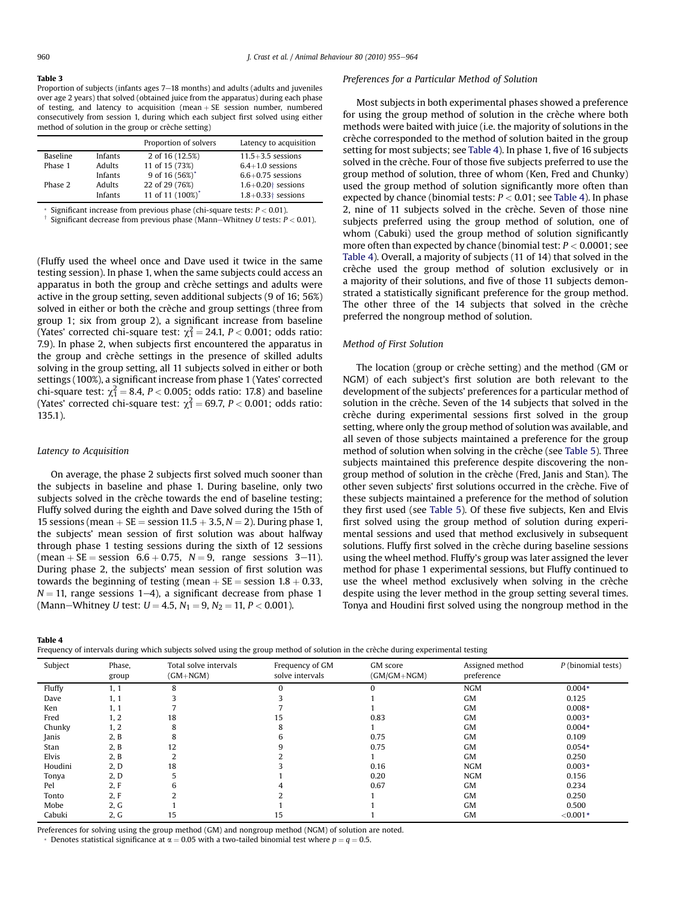**Table 3**

Proportion of subjects (infants ages 7–18 months) and adults (adults and juveniles over age 2 years) that solved (obtained juice from the apparatus) during each phase of testing, and latency to acquisition (mean + SE session number, numbered consecutively from session 1, during which each subject first solved using either method of solution in the group or crèche setting)

| | | Proportion of solvers | Latency to acquisition |
|---|---|---|---|
| Baseline | Infants | 2 of 16 (12.5%) | 11.5+3.5 sessions |
| Phase 1 | Adults | 11 of 15 (73%) | 6.4+1.0 sessions |
| | Infants | 9 of 16 (56%)* | 6.6+0.75 sessions |
| Phase 2 | Adults | 22 of 29 (76%) | 1.6+0.20† sessions |
| | Infants | 11 of 11 (100%)* | 1.8+0.33† sessions |

\* Significant increase from previous phase (chi-square tests: $P < 0.01$).

† Significant decrease from previous phase (Mann–Whitney $U$ tests: $P < 0.01$).

(Fluffy used the wheel once and Dave used it twice in the same testing session). In phase 1, when the same subjects could access an apparatus in both the group and crèche settings and adults were active in the group setting, seven additional subjects (9 of 16; 56%) solved in either or both the crèche and group settings (three from group 1; six from group 2), a significant increase from baseline (Yates' corrected chi-square test: $\chi^2_1 = 24.1$, $P < 0.001$; odds ratio: 7.9). In phase 2, when subjects first encountered the apparatus in the group and crèche settings in the presence of skilled adults solving in the group setting, all 11 subjects solved in either or both settings (100%), a significant increase from phase 1 (Yates' corrected chi-square test: $\chi^2_1 = 8.4$, $P < 0.005$; odds ratio: 17.8) and baseline (Yates' corrected chi-square test: $\chi^2_1 = 69.7$, $P < 0.001$; odds ratio: 135.1).

### Latency to Acquisition

On average, the phase 2 subjects first solved much sooner than the subjects in baseline and phase 1. During baseline, only two subjects solved in the crèche towards the end of baseline testing; Fluffy solved during the eighth and Dave solved during the 15th of 15 sessions (mean + SE = session 11.5 + 3.5, $N = 2$). During phase 1, the subjects' mean session of first solution was about halfway through phase 1 testing sessions during the sixth of 12 sessions (mean + SE = session 6.6 + 0.75, $N = 9$, range sessions 3–11). During phase 2, the subjects' mean session of first solution was towards the beginning of testing (mean + SE = session 1.8 + 0.33, $N = 11$, range sessions 1–4), a significant decrease from phase 1 (Mann–Whitney $U$ test: $U = 4.5$, $N_1 = 9$, $N_2 = 11$, $P < 0.001$).

### Preferences for a Particular Method of Solution

Most subjects in both experimental phases showed a preference for using the group method of solution in the crèche where both methods were baited with juice (i.e. the majority of solutions in the crèche corresponded to the method of solution baited in the group setting for most subjects; see Table 4). In phase 1, five of 16 subjects solved in the crèche. Four of those five subjects preferred to use the group method of solution, three of whom (Ken, Fred and Chunky) used the group method of solution significantly more often than expected by chance (binomial tests: $P < 0.01$; see Table 4). In phase 2, nine of 11 subjects solved in the crèche. Seven of those nine subjects preferred using the group method of solution, one of whom (Cabuki) used the group method of solution significantly more often than expected by chance (binomial test: $P < 0.0001$; see Table 4). Overall, a majority of subjects (11 of 14) that solved in the crèche used the group method of solution exclusively or in a majority of their solutions, and five of those 11 subjects demonstrated a statistically significant preference for the group method. The other three of the 14 subjects that solved in the crèche preferred the nongroup method of solution.

### Method of First Solution

The location (group or crèche setting) and the method (GM or NGM) of each subject's first solution are both relevant to the development of the subjects' preferences for a particular method of solution in the crèche. Seven of the 14 subjects that solved in the crèche during experimental sessions first solved in the group setting, where only the group method of solution was available, and all seven of those subjects maintained a preference for the group method of solution when solving in the crèche (see Table 5). Three subjects maintained this preference despite discovering the nongroup method of solution in the crèche (Fred, Janis and Stan). The other seven subjects' first solutions occurred in the crèche. Five of these subjects maintained a preference for the method of solution they first used (see Table 5). Of these five subjects, Ken and Elvis first solved using the group method of solution during experimental sessions and used that method exclusively in subsequent solutions. Fluffy first solved in the crèche during baseline sessions using the wheel method. Fluffy's group was later assigned the lever method for phase 1 experimental sessions, but Fluffy continued to use the wheel method exclusively when solving in the crèche despite using the lever method in the group setting several times. Tonya and Houdini first solved using the nongroup method in the

**Table 4**

Frequency of intervals during which subjects solved using the group method of solution in the crèche during experimental testing

| Subject | Phase, group | Total solve intervals (GM+NGM) | Frequency of GM solve intervals | GM score (GM/GM+NGM) | Assigned method preference | P (binomial tests) |
|---|---|---|---|---|---|---|
| Fluffy | 1, 1 | 8 | 0 | 0 | NGM | 0.004* |
| Dave | 1, 1 | 3 | 3 | 1 | GM | 0.125 |
| Ken | 1, 1 | 7 | 7 | 1 | GM | 0.008* |
| Fred | 1, 2 | 18 | 15 | 0.83 | GM | 0.003* |
| Chunky | 1, 2 | 8 | 8 | 1 | GM | 0.004* |
| Janis | 2, B | 8 | 6 | 0.75 | GM | 0.109 |
| Stan | 2, B | 12 | 9 | 0.75 | GM | 0.054* |
| Elvis | 2, B | 2 | 2 | 1 | GM | 0.250 |
| Houdini | 2, D | 18 | 3 | 0.16 | NGM | 0.003* |
| Tonya | 2, D | 5 | 1 | 0.20 | NGM | 0.156 |
| Pel | 2, F | 6 | 4 | 0.67 | GM | 0.234 |
| Tonto | 2, F | 2 | 2 | 1 | GM | 0.250 |
| Mobe | 2, G | 1 | 1 | 1 | GM | 0.500 |
| Cabuki | 2, G | 15 | 15 | 1 | GM | <0.001* |

Preferences for solving using the group method (GM) and nongroup method (NGM) of solution are noted.

\* Denotes statistical significance at $\alpha = 0.05$ with a two-tailed binomial test where $p = q = 0.5$.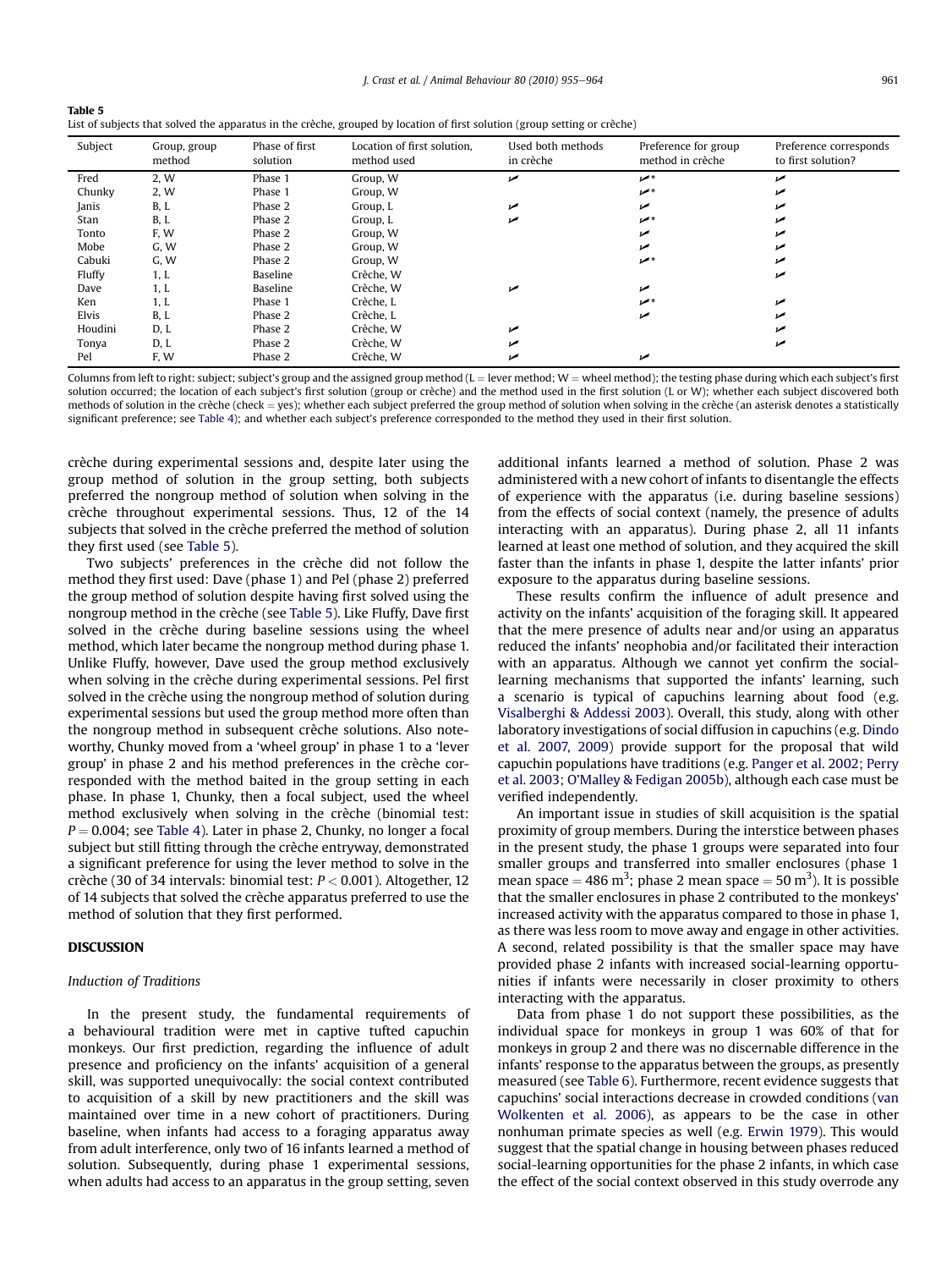**Table 5**
List of subjects that solved the apparatus in the crèche, grouped by location of first solution (group setting or crèche)

| Subject | Group, group method | Phase of first solution | Location of first solution, method used | Used both methods in crèche | Preference for group method in crèche | Preference corresponds to first solution? |
|---|---|---|---|---|---|---|
| Fred | 2, W | Phase 1 | Group, W | ✓ | ✓* | ✓ |
| Chunky | 2, W | Phase 1 | Group, W | | ✓* | ✓ |
| Janis | B, L | Phase 2 | Group, L | ✓ | ✓ | ✓ |
| Stan | B, L | Phase 2 | Group, L | ✓ | ✓* | ✓ |
| Tonto | F, W | Phase 2 | Group, W | | ✓ | ✓ |
| Mobe | G, W | Phase 2 | Group, W | | ✓ | ✓ |
| Cabuki | G, W | Phase 2 | Group, W | | ✓* | ✓ |
| Fluffy | 1, L | Baseline | Crèche, W | | | ✓ |
| Dave | 1, L | Baseline | Crèche, W | ✓ | ✓ | |
| Ken | 1, L | Phase 1 | Crèche, L | | ✓* | ✓ |
| Elvis | B, L | Phase 2 | Crèche, L | | ✓ | ✓ |
| Houdini | D, L | Phase 2 | Crèche, W | ✓ | | ✓ |
| Tonya | D, L | Phase 2 | Crèche, W | ✓ | | ✓ |
| Pel | F, W | Phase 2 | Crèche, W | ✓ | ✓ | |

Columns from left to right: subject; subject's group and the assigned group method (L = lever method; W = wheel method); the testing phase during which each subject's first solution occurred; the location of each subject's first solution (group or crèche) and the method used in the first solution (L or W); whether each subject discovered both methods of solution in the crèche (check = yes); whether each subject preferred the group method of solution when solving in the crèche (an asterisk denotes a statistically significant preference; see Table 4); and whether each subject's preference corresponded to the method they used in their first solution.

crèche during experimental sessions and, despite later using the group method of solution in the group setting, both subjects preferred the nongroup method of solution when solving in the crèche throughout experimental sessions. Thus, 12 of the 14 subjects that solved in the crèche preferred the method of solution they first used (see Table 5).

Two subjects' preferences in the crèche did not follow the method they first used: Dave (phase 1) and Pel (phase 2) preferred the group method of solution despite having first solved using the nongroup method in the crèche (see Table 5). Like Fluffy, Dave first solved in the crèche during baseline sessions using the wheel method, which later became the nongroup method during phase 1. Unlike Fluffy, however, Dave used the group method exclusively when solving in the crèche during experimental sessions. Pel first solved in the crèche using the nongroup method of solution during experimental sessions but used the group method more often than the nongroup method in subsequent crèche solutions. Also noteworthy, Chunky moved from a 'wheel group' in phase 1 to a 'lever group' in phase 2 and his method preferences in the crèche corresponded with the method baited in the group setting in each phase. In phase 1, Chunky, then a focal subject, used the wheel method exclusively when solving in the crèche (binomial test: $P = 0.004$; see Table 4). Later in phase 2, Chunky, no longer a focal subject but still fitting through the crèche entryway, demonstrated a significant preference for using the lever method to solve in the crèche (30 of 34 intervals: binomial test: $P < 0.001$). Altogether, 12 of 14 subjects that solved the crèche apparatus preferred to use the method of solution that they first performed.

## DISCUSSION

### Induction of Traditions

In the present study, the fundamental requirements of a behavioural tradition were met in captive tufted capuchin monkeys. Our first prediction, regarding the influence of adult presence and proficiency on the infants' acquisition of a general skill, was supported unequivocally: the social context contributed to acquisition of a skill by new practitioners and the skill was maintained over time in a new cohort of practitioners. During baseline, when infants had access to a foraging apparatus away from adult interference, only two of 16 infants learned a method of solution. Subsequently, during phase 1 experimental sessions, when adults had access to an apparatus in the group setting, seven additional infants learned a method of solution. Phase 2 was administered with a new cohort of infants to disentangle the effects of experience with the apparatus (i.e. during baseline sessions) from the effects of social context (namely, the presence of adults interacting with an apparatus). During phase 2, all 11 infants learned at least one method of solution, and they acquired the skill faster than the infants in phase 1, despite the latter infants' prior exposure to the apparatus during baseline sessions.

These results confirm the influence of adult presence and activity on the infants' acquisition of the foraging skill. It appeared that the mere presence of adults near and/or using an apparatus reduced the infants' neophobia and/or facilitated their interaction with an apparatus. Although we cannot yet confirm the social-learning mechanisms that supported the infants' learning, such a scenario is typical of capuchins learning about food (e.g. Visalberghi & Addessi 2003). Overall, this study, along with other laboratory investigations of social diffusion in capuchins (e.g. Dindo et al. 2007, 2009) provide support for the proposal that wild capuchin populations have traditions (e.g. Panger et al. 2002; Perry et al. 2003; O'Malley & Fedigan 2005b), although each case must be verified independently.

An important issue in studies of skill acquisition is the spatial proximity of group members. During the interstice between phases in the present study, the phase 1 groups were separated into four smaller groups and transferred into smaller enclosures (phase 1 mean space = 486 $m^3$; phase 2 mean space = 50 $m^3$). It is possible that the smaller enclosures in phase 2 contributed to the monkeys' increased activity with the apparatus compared to those in phase 1, as there was less room to move away and engage in other activities. A second, related possibility is that the smaller space may have provided phase 2 infants with increased social-learning opportunities if infants were necessarily in closer proximity to others interacting with the apparatus.

Data from phase 1 do not support these possibilities, as the individual space for monkeys in group 1 was 60% of that for monkeys in group 2 and there was no discernable difference in the infants' response to the apparatus between the groups, as presently measured (see Table 6). Furthermore, recent evidence suggests that capuchins' social interactions decrease in crowded conditions (van Wolkenten et al. 2006), as appears to be the case in other nonhuman primate species as well (e.g. Erwin 1979). This would suggest that the spatial change in housing between phases reduced social-learning opportunities for the phase 2 infants, in which case the effect of the social context observed in this study overrode any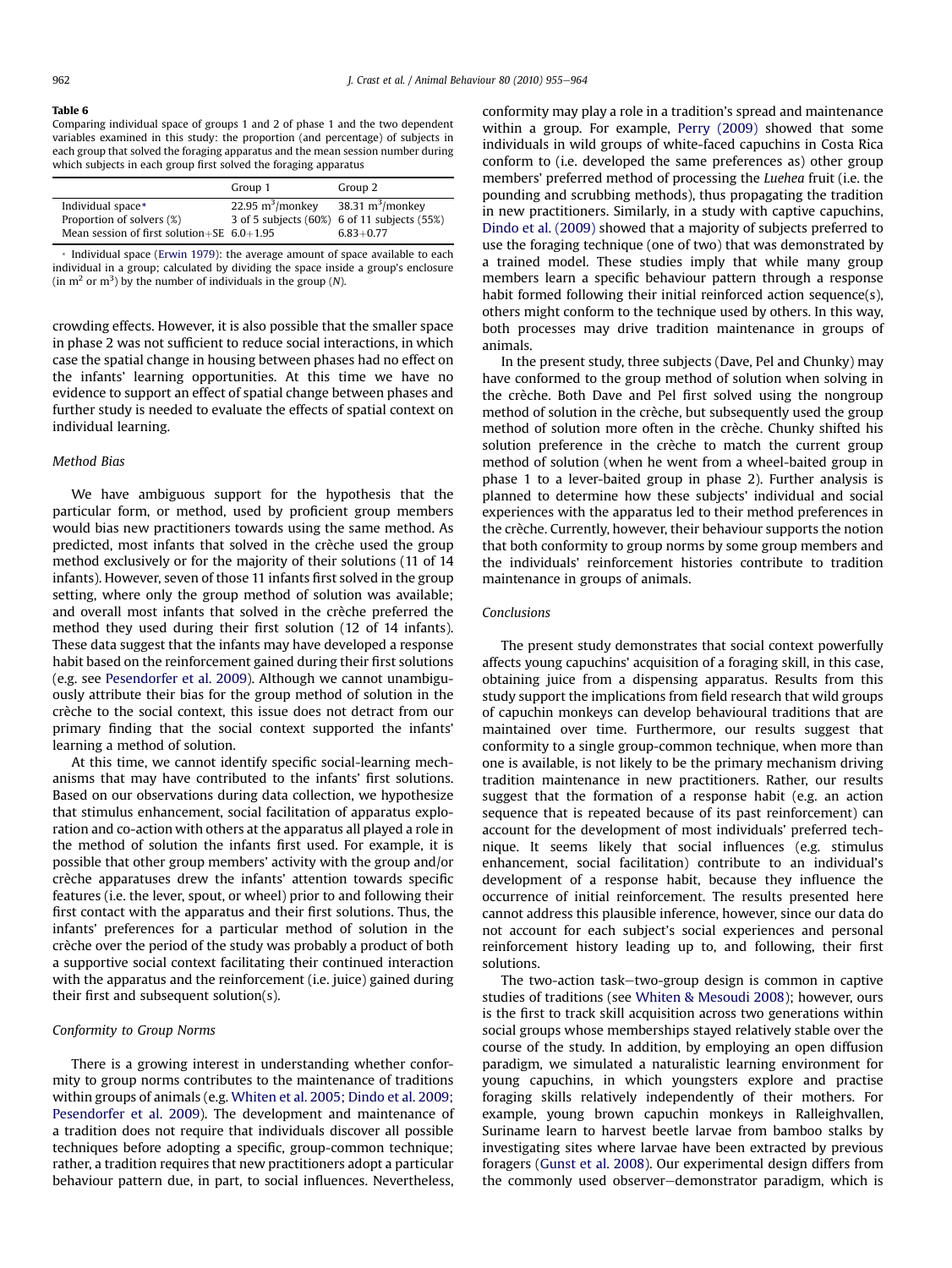**Table 6**

Comparing individual space of groups 1 and 2 of phase 1 and the two dependent variables examined in this study: the proportion (and percentage) of subjects in each group that solved the foraging apparatus and the mean session number during which subjects in each group first solved the foraging apparatus

| | Group 1 | Group 2 |
|---|---|---|
| Individual space* | 22.95 $m^3$/monkey | 38.31 $m^3$/monkey |
| Proportion of solvers (%) | 3 of 5 subjects (60%) | 6 of 11 subjects (55%) |
| Mean session of first solution+SE | 6.0+1.95 | 6.83+0.77 |

* Individual space (Erwin 1979): the average amount of space available to each individual in a group; calculated by dividing the space inside a group's enclosure (in $m^2$ or $m^3$) by the number of individuals in the group (*N*).

crowding effects. However, it is also possible that the smaller space in phase 2 was not sufficient to reduce social interactions, in which case the spatial change in housing between phases had no effect on the infants' learning opportunities. At this time we have no evidence to support an effect of spatial change between phases and further study is needed to evaluate the effects of spatial context on individual learning.

### Method Bias

We have ambiguous support for the hypothesis that the particular form, or method, used by proficient group members would bias new practitioners towards using the same method. As predicted, most infants that solved in the crèche used the group method exclusively or for the majority of their solutions (11 of 14 infants). However, seven of those 11 infants first solved in the group setting, where only the group method of solution was available; and overall most infants that solved in the crèche preferred the method they used during their first solution (12 of 14 infants). These data suggest that the infants may have developed a response habit based on the reinforcement gained during their first solutions (e.g. see Pesendorfer et al. 2009). Although we cannot unambiguously attribute their bias for the group method of solution in the crèche to the social context, this issue does not detract from our primary finding that the social context supported the infants' learning a method of solution.

At this time, we cannot identify specific social-learning mechanisms that may have contributed to the infants' first solutions. Based on our observations during data collection, we hypothesize that stimulus enhancement, social facilitation of apparatus exploration and co-action with others at the apparatus all played a role in the method of solution the infants first used. For example, it is possible that other group members' activity with the group and/or crèche apparatuses drew the infants' attention towards specific features (i.e. the lever, spout, or wheel) prior to and following their first contact with the apparatus and their first solutions. Thus, the infants' preferences for a particular method of solution in the crèche over the period of the study was probably a product of both a supportive social context facilitating their continued interaction with the apparatus and the reinforcement (i.e. juice) gained during their first and subsequent solution(s).

### Conformity to Group Norms

There is a growing interest in understanding whether conformity to group norms contributes to the maintenance of traditions within groups of animals (e.g. Whiten et al. 2005; Dindo et al. 2009; Pesendorfer et al. 2009). The development and maintenance of a tradition does not require that individuals discover all possible techniques before adopting a specific, group-common technique; rather, a tradition requires that new practitioners adopt a particular behaviour pattern due, in part, to social influences. Nevertheless, conformity may play a role in a tradition's spread and maintenance within a group. For example, Perry (2009) showed that some individuals in wild groups of white-faced capuchins in Costa Rica conform to (i.e. developed the same preferences as) other group members' preferred method of processing the *Luehea* fruit (i.e. the pounding and scrubbing methods), thus propagating the tradition in new practitioners. Similarly, in a study with captive capuchins, Dindo et al. (2009) showed that a majority of subjects preferred to use the foraging technique (one of two) that was demonstrated by a trained model. These studies imply that while many group members learn a specific behaviour pattern through a response habit formed following their initial reinforced action sequence(s), others might conform to the technique used by others. In this way, both processes may drive tradition maintenance in groups of animals.

In the present study, three subjects (Dave, Pel and Chunky) may have conformed to the group method of solution when solving in the crèche. Both Dave and Pel first solved using the nongroup method of solution in the crèche, but subsequently used the group method of solution more often in the crèche. Chunky shifted his solution preference in the crèche to match the current group method of solution (when he went from a wheel-baited group in phase 1 to a lever-baited group in phase 2). Further analysis is planned to determine how these subjects' individual and social experiences with the apparatus led to their method preferences in the crèche. Currently, however, their behaviour supports the notion that both conformity to group norms by some group members and the individuals' reinforcement histories contribute to tradition maintenance in groups of animals.

### Conclusions

The present study demonstrates that social context powerfully affects young capuchins' acquisition of a foraging skill, in this case, obtaining juice from a dispensing apparatus. Results from this study support the implications from field research that wild groups of capuchin monkeys can develop behavioural traditions that are maintained over time. Furthermore, our results suggest that conformity to a single group-common technique, when more than one is available, is not likely to be the primary mechanism driving tradition maintenance in new practitioners. Rather, our results suggest that the formation of a response habit (e.g. an action sequence that is repeated because of its past reinforcement) can account for the development of most individuals' preferred technique. It seems likely that social influences (e.g. stimulus enhancement, social facilitation) contribute to an individual's development of a response habit, because they influence the occurrence of initial reinforcement. The results presented here cannot address this plausible inference, however, since our data do not account for each subject's social experiences and personal reinforcement history leading up to, and following, their first solutions.

The two-action task–two-group design is common in captive studies of traditions (see Whiten & Mesoudi 2008); however, ours is the first to track skill acquisition across two generations within social groups whose memberships stayed relatively stable over the course of the study. In addition, by employing an open diffusion paradigm, we simulated a naturalistic learning environment for young capuchins, in which youngsters explore and practise foraging skills relatively independently of their mothers. For example, young brown capuchin monkeys in Ralleighvallen, Suriname learn to harvest beetle larvae from bamboo stalks by investigating sites where larvae have been extracted by previous foragers (Gunst et al. 2008). Our experimental design differs from the commonly used observer–demonstrator paradigm, which is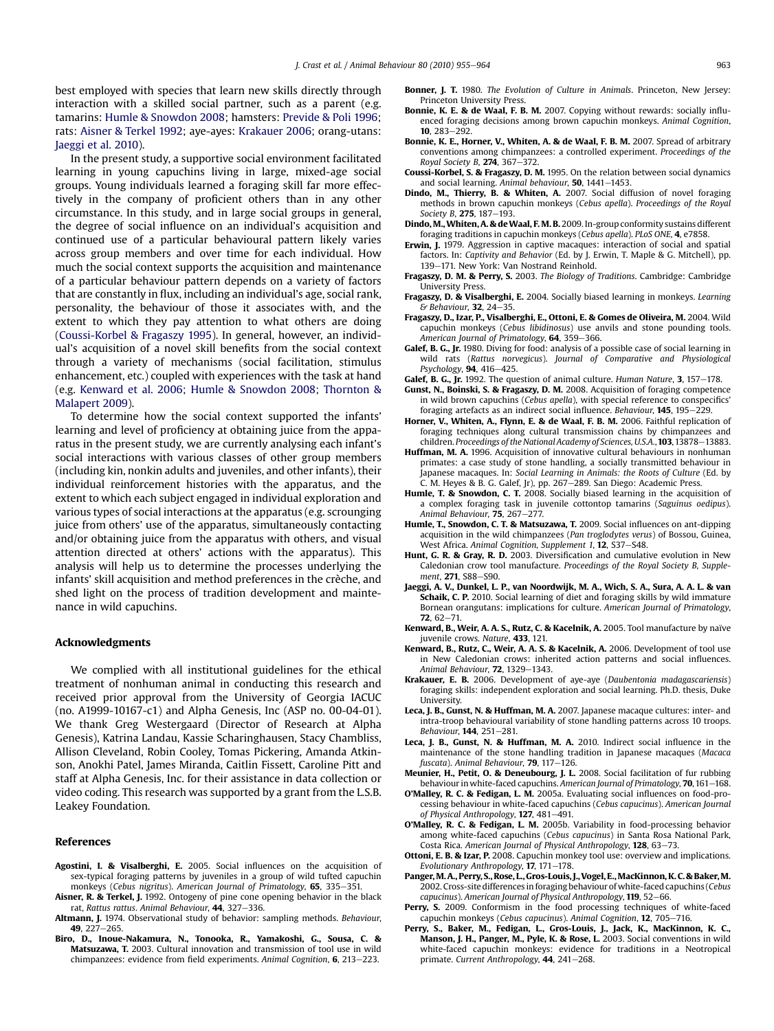best employed with species that learn new skills directly through interaction with a skilled social partner, such as a parent (e.g. tamarins: Humle & Snowdon 2008; hamsters: Previde & Poli 1996; rats: Aisner & Terkel 1992; aye-ayes: Krakauer 2006; orang-utans: Jaeggi et al. 2010).

In the present study, a supportive social environment facilitated learning in young capuchins living in large, mixed-age social groups. Young individuals learned a foraging skill far more effectively in the company of proficient others than in any other circumstance. In this study, and in large social groups in general, the degree of social influence on an individual's acquisition and continued use of a particular behavioural pattern likely varies across group members and over time for each individual. How much the social context supports the acquisition and maintenance of a particular behaviour pattern depends on a variety of factors that are constantly in flux, including an individual's age, social rank, personality, the behaviour of those it associates with, and the extent to which they pay attention to what others are doing (Coussi-Korbel & Fragaszy 1995). In general, however, an individual's acquisition of a novel skill benefits from the social context through a variety of mechanisms (social facilitation, stimulus enhancement, etc.) coupled with experiences with the task at hand (e.g. Kenward et al. 2006; Humle & Snowdon 2008; Thornton & Malapert 2009).

To determine how the social context supported the infants' learning and level of proficiency at obtaining juice from the apparatus in the present study, we are currently analysing each infant's social interactions with various classes of other group members (including kin, nonkin adults and juveniles, and other infants), their individual reinforcement histories with the apparatus, and the extent to which each subject engaged in individual exploration and various types of social interactions at the apparatus (e.g. scrounging juice from others' use of the apparatus, simultaneously contacting and/or obtaining juice from the apparatus with others, and visual attention directed at others' actions with the apparatus). This analysis will help us to determine the processes underlying the infants' skill acquisition and method preferences in the crèche, and shed light on the process of tradition development and maintenance in wild capuchins.

## Acknowledgments

We complied with all institutional guidelines for the ethical treatment of nonhuman animal in conducting this research and received prior approval from the University of Georgia IACUC (no. A1999-10167-c1) and Alpha Genesis, Inc (ASP no. 00-04-01). We thank Greg Westergaard (Director of Research at Alpha Genesis), Katrina Landau, Kassie Scharinghausen, Stacy Chambliss, Allison Cleveland, Robin Cooley, Tomas Pickering, Amanda Atkinson, Anokhi Patel, James Miranda, Caitlin Fissett, Caroline Pitt and staff at Alpha Genesis, Inc. for their assistance in data collection or video coding. This research was supported by a grant from the L.S.B. Leakey Foundation.

## References

**Agostini, I. & Visalberghi, E.** 2005. Social influences on the acquisition of sex-typical foraging patterns by juveniles in a group of wild tufted capuchin monkeys (*Cebus nigritus*). *American Journal of Primatology*, **65**, 335–351.

**Aisner, R. & Terkel, J.** 1992. Ontogeny of pine cone opening behavior in the black rat, *Rattus rattus*. *Animal Behaviour*, **44**, 327–336.

**Altmann, J.** 1974. Observational study of behavior: sampling methods. *Behaviour*, **49**, 227–265.

**Biro, D., Inoue-Nakamura, N., Tonooka, R., Yamakoshi, G., Sousa, C. & Matsuzawa, T.** 2003. Cultural innovation and transmission of tool use in wild chimpanzees: evidence from field experiments. *Animal Cognition*, **6**, 213–223.

**Bonner, J. T.** 1980. *The Evolution of Culture in Animals*. Princeton, New Jersey: Princeton University Press.

**Bonnie, K. E. & de Waal, F. B. M.** 2007. Copying without rewards: socially influenced foraging decisions among brown capuchin monkeys. *Animal Cognition*, **10**, 283–292.

**Bonnie, K. E., Horner, V., Whiten, A. & de Waal, F. B. M.** 2007. Spread of arbitrary conventions among chimpanzees: a controlled experiment. *Proceedings of the Royal Society B*, **274**, 367–372.

**Coussi-Korbel, S. & Fragaszy, D. M.** 1995. On the relation between social dynamics and social learning. *Animal behaviour*, **50**, 1441–1453.

**Dindo, M., Thierry, B. & Whiten, A.** 2007. Social diffusion of novel foraging methods in brown capuchin monkeys (*Cebus apella*). *Proceedings of the Royal Society B*, **275**, 187–193.

**Dindo, M., Whiten, A. & de Waal, F. M. B.** 2009. In-group conformity sustains different foraging traditions in capuchin monkeys (*Cebus apella*). *PLoS ONE*, **4**, e7858.

**Erwin, J.** 1979. Aggression in captive macaques: interaction of social and spatial factors. In: *Captivity and Behavior* (Ed. by J. Erwin, T. Maple & G. Mitchell), pp. 139–171. New York: Van Nostrand Reinhold.

**Fragaszy, D. M. & Perry, S.** 2003. *The Biology of Traditions*. Cambridge: Cambridge University Press.

**Fragaszy, D. & Visalberghi, E.** 2004. Socially biased learning in monkeys. *Learning & Behavior*, **32**, 24–35.

**Fragaszy, D., Izar, P., Visalberghi, E., Ottoni, E. & Gomes de Oliveira, M.** 2004. Wild capuchin monkeys (*Cebus libidinosus*) use anvils and stone pounding tools. *American Journal of Primatology*, **64**, 359–366.

**Galef, B. G., Jr.** 1980. Diving for food: analysis of a possible case of social learning in wild rats (*Rattus norvegicus*). *Journal of Comparative and Physiological Psychology*, **94**, 416–425.

**Galef, B. G., Jr.** 1992. The question of animal culture. *Human Nature*, **3**, 157–178.

**Gunst, N., Boinski, S. & Fragaszy, D. M.** 2008. Acquisition of foraging competence in wild brown capuchins (*Cebus apella*), with special reference to conspecifics' foraging artefacts as an indirect social influence. *Behaviour*, **145**, 195–229.

**Horner, V., Whiten, A., Flynn, E. & de Waal, F. B. M.** 2006. Faithful replication of foraging techniques along cultural transmission chains by chimpanzees and children. *Proceedings of the National Academy of Sciences, U.S.A.*, **103**, 13878–13883.

**Huffman, M. A.** 1996. Acquisition of innovative cultural behaviours in nonhuman primates: a case study of stone handling, a socially transmitted behaviour in Japanese macaques. In: *Social Learning in Animals: the Roots of Culture* (Ed. by C. M. Heyes & B. G. Galef, Jr), pp. 267–289. San Diego: Academic Press.

**Humle, T. & Snowdon, C. T.** 2008. Socially biased learning in the acquisition of a complex foraging task in juvenile cottontop tamarins (*Saguinus oedipus*). *Animal Behaviour*, **75**, 267–277.

**Humle, T., Snowdon, C. T. & Matsuzawa, T.** 2009. Social influences on ant-dipping acquisition in the wild chimpanzees (*Pan troglodytes verus*) of Bossou, Guinea, West Africa. *Animal Cognition, Supplement 1*, **12**, S37–S48.

**Hunt, G. R. & Gray, R. D.** 2003. Diversification and cumulative evolution in New Caledonian crow tool manufacture. *Proceedings of the Royal Society B, Supplement*, **271**, S88–S90.

**Jaeggi, A. V., Dunkel, L. P., van Noordwijk, M. A., Wich, S. A., Sura, A. A. L. & van Schaik, C. P.** 2010. Social learning of diet and foraging skills by wild immature Bornean orangutans: implications for culture. *American Journal of Primatology*, **72**, 62–71.

**Kenward, B., Weir, A. A. S., Rutz, C. & Kacelnik, A.** 2005. Tool manufacture by naïve juvenile crows. *Nature*, **433**, 121.

**Kenward, B., Rutz, C., Weir, A. A. S. & Kacelnik, A.** 2006. Development of tool use in New Caledonian crows: inherited action patterns and social influences. *Animal Behaviour*, **72**, 1329–1343.

**Krakauer, E. B.** 2006. Development of aye-aye (*Daubentonia madagascariensis*) foraging skills: independent exploration and social learning. Ph.D. thesis, Duke University.

**Leca, J. B., Gunst, N. & Huffman, M. A.** 2007. Japanese macaque cultures: inter- and intra-troop behavioural variability of stone handling patterns across 10 troops. *Behaviour*, **144**, 251–281.

**Leca, J. B., Gunst, N. & Huffman, M. A.** 2010. Indirect social influence in the maintenance of the stone handling tradition in Japanese macaques (*Macaca fuscata*). *Animal Behaviour*, **79**, 117–126.

**Meunier, H., Petit, O. & Deneubourg, J. L.** 2008. Social facilitation of fur rubbing behaviour in white-faced capuchins. *American Journal of Primatology*, **70**, 161–168.

**O'Malley, R. C. & Fedigan, L. M.** 2005a. Evaluating social influences on food-processing behaviour in white-faced capuchins (*Cebus capucinus*). *American Journal of Physical Anthropology*, **127**, 481–491.

**O'Malley, R. C. & Fedigan, L. M.** 2005b. Variability in food-processing behavior among white-faced capuchins (*Cebus capucinus*) in Santa Rosa National Park, Costa Rica. *American Journal of Physical Anthropology*, **128**, 63–73.

**Ottoni, E. B. & Izar, P.** 2008. Capuchin monkey tool use: overview and implications. *Evolutionary Anthropology*, **17**, 171–178.

**Panger, M. A., Perry, S., Rose, L., Gros-Louis, J., Vogel, E., MacKinnon, K. C. & Baker, M.** 2002. Cross-site differences in foraging behaviour of white-faced capuchins (*Cebus capucinus*). *American Journal of Physical Anthropology*, **119**, 52–66.

**Perry, S.** 2009. Conformism in the food processing techniques of white-faced capuchin monkeys (*Cebus capucinus*). *Animal Cognition*, **12**, 705–716.

**Perry, S., Baker, M., Fedigan, L., Gros-Louis, J., Jack, K., MacKinnon, K. C., Manson, J. H., Panger, M., Pyle, K. & Rose, L.** 2003. Social conventions in wild white-faced capuchin monkeys: evidence for traditions in a Neotropical primate. *Current Anthropology*, **44**, 241–268.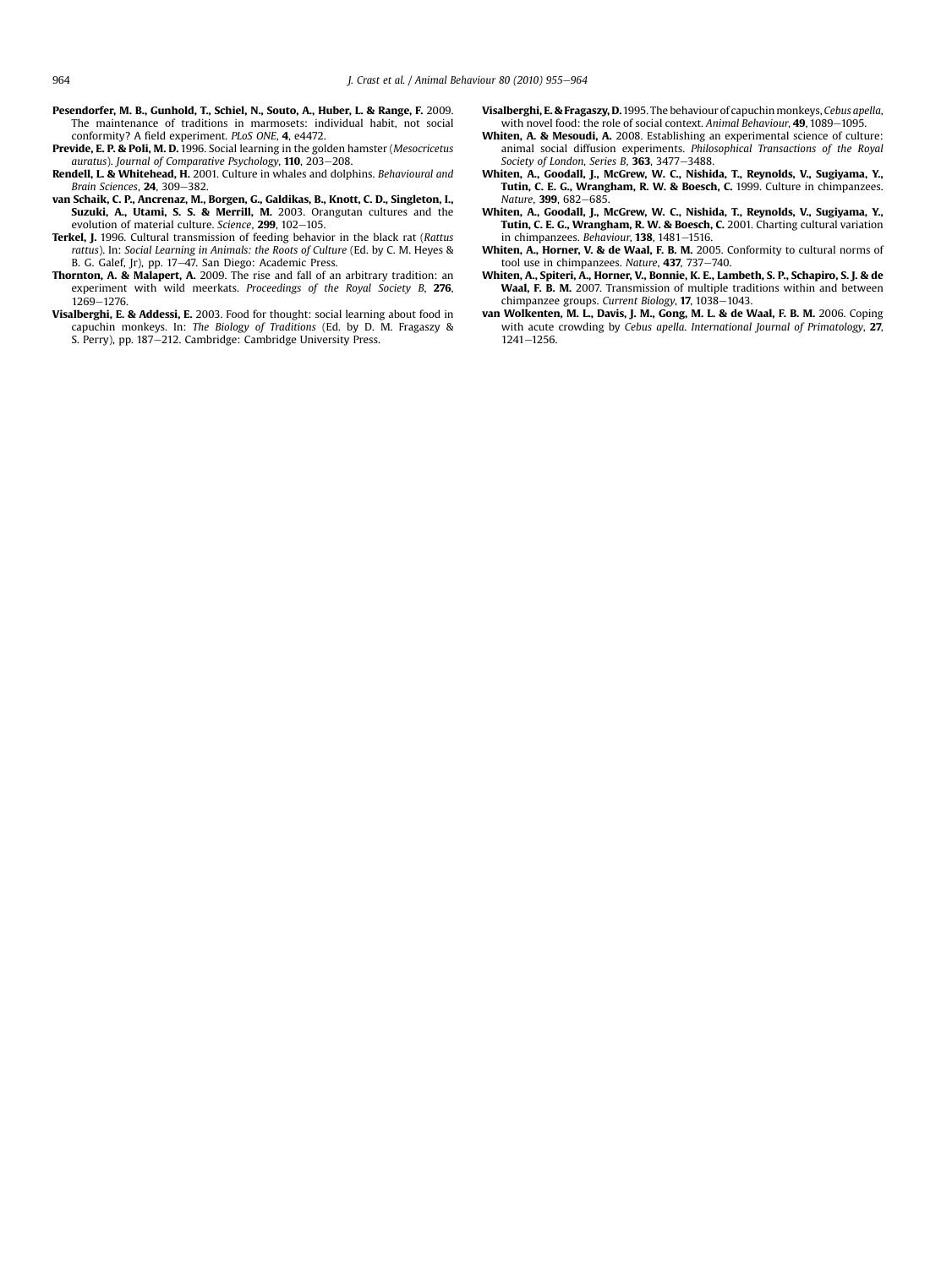**Pesendorfer, M. B., Gunhold, T., Schiel, N., Souto, A., Huber, L. & Range, F.** 2009. The maintenance of traditions in marmosets: individual habit, not social conformity? A field experiment. *PLoS ONE*, **4**, e4472.

**Previde, E. P. & Poli, M. D.** 1996. Social learning in the golden hamster (*Mesocricetus auratus*). *Journal of Comparative Psychology*, **110**, 203–208.

**Rendell, L. & Whitehead, H.** 2001. Culture in whales and dolphins. *Behavioural and Brain Sciences*, **24**, 309–382.

**van Schaik, C. P., Ancrenaz, M., Borgen, G., Galdikas, B., Knott, C. D., Singleton, I., Suzuki, A., Utami, S. S. & Merrill, M.** 2003. Orangutan cultures and the evolution of material culture. *Science*, **299**, 102–105.

**Terkel, J.** 1996. Cultural transmission of feeding behavior in the black rat (*Rattus rattus*). In: *Social Learning in Animals: the Roots of Culture* (Ed. by C. M. Heyes & B. G. Galef, Jr), pp. 17–47. San Diego: Academic Press.

**Thornton, A. & Malapert, A.** 2009. The rise and fall of an arbitrary tradition: an experiment with wild meerkats. *Proceedings of the Royal Society B*, **276**, 1269–1276.

**Visalberghi, E. & Addessi, E.** 2003. Food for thought: social learning about food in capuchin monkeys. In: *The Biology of Traditions* (Ed. by D. M. Fragaszy & S. Perry), pp. 187–212. Cambridge: Cambridge University Press.

**Visalberghi, E. & Fragaszy, D.** 1995. The behaviour of capuchin monkeys, *Cebus apella*, with novel food: the role of social context. *Animal Behaviour*, **49**, 1089–1095.

**Whiten, A. & Mesoudi, A.** 2008. Establishing an experimental science of culture: animal social diffusion experiments. *Philosophical Transactions of the Royal Society of London, Series B*, **363**, 3477–3488.

**Whiten, A., Goodall, J., McGrew, W. C., Nishida, T., Reynolds, V., Sugiyama, Y., Tutin, C. E. G., Wrangham, R. W. & Boesch, C.** 1999. Culture in chimpanzees. *Nature*, **399**, 682–685.

**Whiten, A., Goodall, J., McGrew, W. C., Nishida, T., Reynolds, V., Sugiyama, Y., Tutin, C. E. G., Wrangham, R. W. & Boesch, C.** 2001. Charting cultural variation in chimpanzees. *Behaviour*, **138**, 1481–1516.

**Whiten, A., Horner, V. & de Waal, F. B. M.** 2005. Conformity to cultural norms of tool use in chimpanzees. *Nature*, **437**, 737–740.

**Whiten, A., Spiteri, A., Horner, V., Bonnie, K. E., Lambeth, S. P., Schapiro, S. J. & de Waal, F. B. M.** 2007. Transmission of multiple traditions within and between chimpanzee groups. *Current Biology*, **17**, 1038–1043.

**van Wolkenten, M. L., Davis, J. M., Gong, M. L. & de Waal, F. B. M.** 2006. Coping with acute crowding by *Cebus apella*. *International Journal of Primatology*, **27**, 1241–1256.